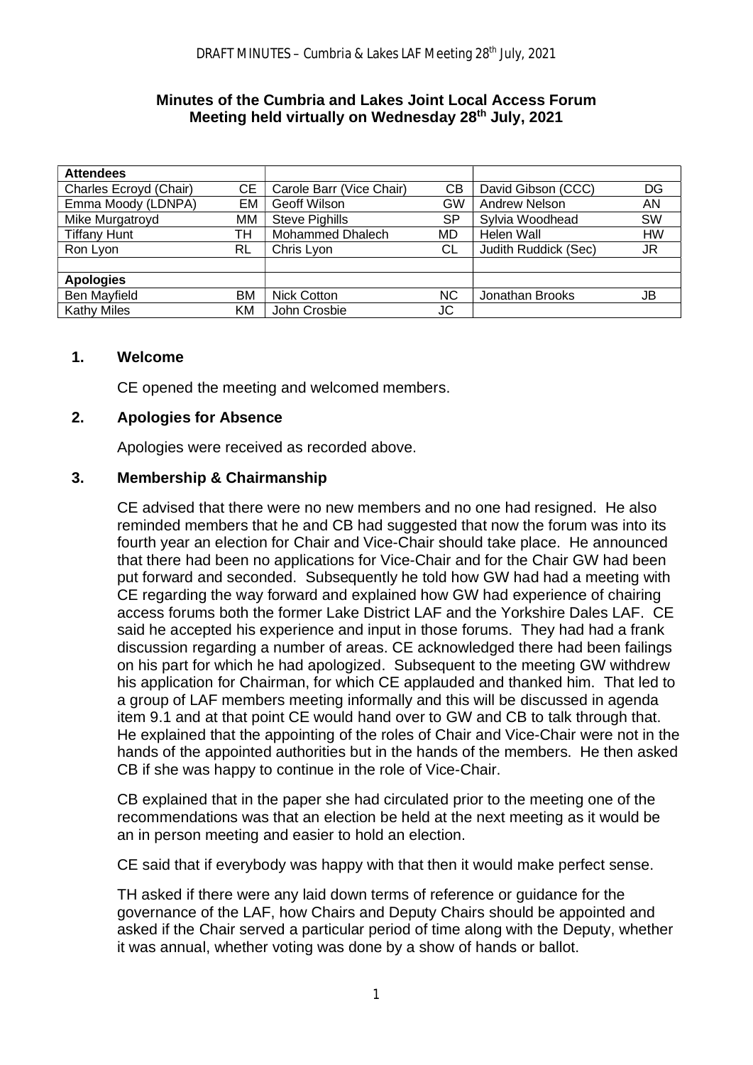# Minutes of the Cumbria and Lakes Joint Local Access Forum Meeting held virtually on Wednesday 28th July, 2021

| Attendees | | | | | |
|---|---|---|---|---|---|
| Charles Ecroyd (Chair) | CE | Carole Barr (Vice Chair) | CB | David Gibson (CCC) | DG |
| Emma Moody (LDNPA) | EM | Geoff Wilson | GW | Andrew Nelson | AN |
| Mike Murgatroyd | MM | Steve Pighills | SP | Sylvia Woodhead | SW |
| Tiffany Hunt | TH | Mohammed Dhalech | MD | Helen Wall | HW |
| Ron Lyon | RL | Chris Lyon | CL | Judith Ruddick (Sec) | JR |
| | | | | | |
| **Apologies** | | | | | |
| Ben Mayfield | BM | Nick Cotton | NC | Jonathan Brooks | JB |
| Kathy Miles | KM | John Crosbie | JC | | |

## 1. Welcome

CE opened the meeting and welcomed members.

## 2. Apologies for Absence

Apologies were received as recorded above.

## 3. Membership & Chairmanship

CE advised that there were no new members and no one had resigned. He also reminded members that he and CB had suggested that now the forum was into its fourth year an election for Chair and Vice-Chair should take place. He announced that there had been no applications for Vice-Chair and for the Chair GW had been put forward and seconded. Subsequently he told how GW had had a meeting with CE regarding the way forward and explained how GW had experience of chairing access forums both the former Lake District LAF and the Yorkshire Dales LAF. CE said he accepted his experience and input in those forums. They had had a frank discussion regarding a number of areas. CE acknowledged there had been failings on his part for which he had apologized. Subsequent to the meeting GW withdrew his application for Chairman, for which CE applauded and thanked him. That led to a group of LAF members meeting informally and this will be discussed in agenda item 9.1 and at that point CE would hand over to GW and CB to talk through that. He explained that the appointing of the roles of Chair and Vice-Chair were not in the hands of the appointed authorities but in the hands of the members. He then asked CB if she was happy to continue in the role of Vice-Chair.

CB explained that in the paper she had circulated prior to the meeting one of the recommendations was that an election be held at the next meeting as it would be an in person meeting and easier to hold an election.

CE said that if everybody was happy with that then it would make perfect sense.

TH asked if there were any laid down terms of reference or guidance for the governance of the LAF, how Chairs and Deputy Chairs should be appointed and asked if the Chair served a particular period of time along with the Deputy, whether it was annual, whether voting was done by a show of hands or ballot.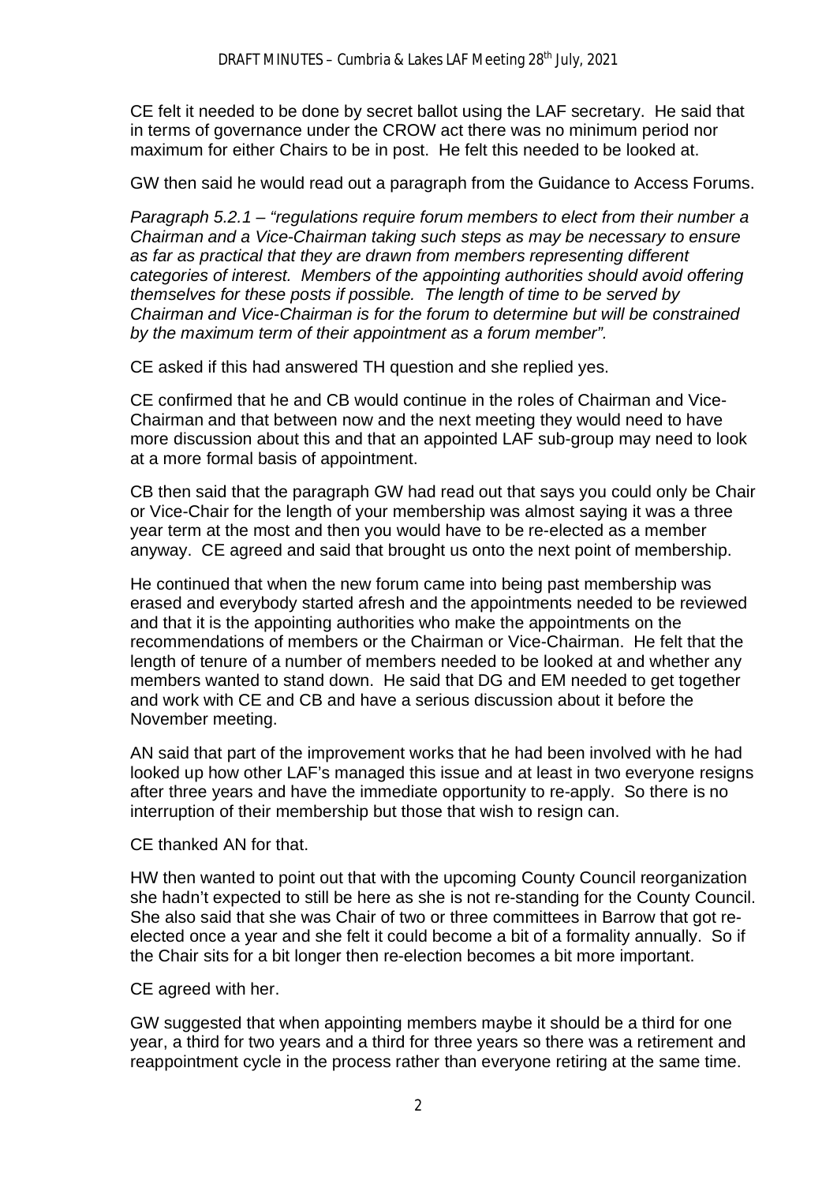CE felt it needed to be done by secret ballot using the LAF secretary. He said that in terms of governance under the CROW act there was no minimum period nor maximum for either Chairs to be in post. He felt this needed to be looked at.

GW then said he would read out a paragraph from the Guidance to Access Forums.

*Paragraph 5.2.1 – "regulations require forum members to elect from their number a Chairman and a Vice-Chairman taking such steps as may be necessary to ensure as far as practical that they are drawn from members representing different categories of interest. Members of the appointing authorities should avoid offering themselves for these posts if possible. The length of time to be served by Chairman and Vice-Chairman is for the forum to determine but will be constrained by the maximum term of their appointment as a forum member".*

CE asked if this had answered TH question and she replied yes.

CE confirmed that he and CB would continue in the roles of Chairman and Vice-Chairman and that between now and the next meeting they would need to have more discussion about this and that an appointed LAF sub-group may need to look at a more formal basis of appointment.

CB then said that the paragraph GW had read out that says you could only be Chair or Vice-Chair for the length of your membership was almost saying it was a three year term at the most and then you would have to be re-elected as a member anyway. CE agreed and said that brought us onto the next point of membership.

He continued that when the new forum came into being past membership was erased and everybody started afresh and the appointments needed to be reviewed and that it is the appointing authorities who make the appointments on the recommendations of members or the Chairman or Vice-Chairman. He felt that the length of tenure of a number of members needed to be looked at and whether any members wanted to stand down. He said that DG and EM needed to get together and work with CE and CB and have a serious discussion about it before the November meeting.

AN said that part of the improvement works that he had been involved with he had looked up how other LAF's managed this issue and at least in two everyone resigns after three years and have the immediate opportunity to re-apply. So there is no interruption of their membership but those that wish to resign can.

CE thanked AN for that.

HW then wanted to point out that with the upcoming County Council reorganization she hadn't expected to still be here as she is not re-standing for the County Council. She also said that she was Chair of two or three committees in Barrow that got re-elected once a year and she felt it could become a bit of a formality annually. So if the Chair sits for a bit longer then re-election becomes a bit more important.

CE agreed with her.

GW suggested that when appointing members maybe it should be a third for one year, a third for two years and a third for three years so there was a retirement and reappointment cycle in the process rather than everyone retiring at the same time.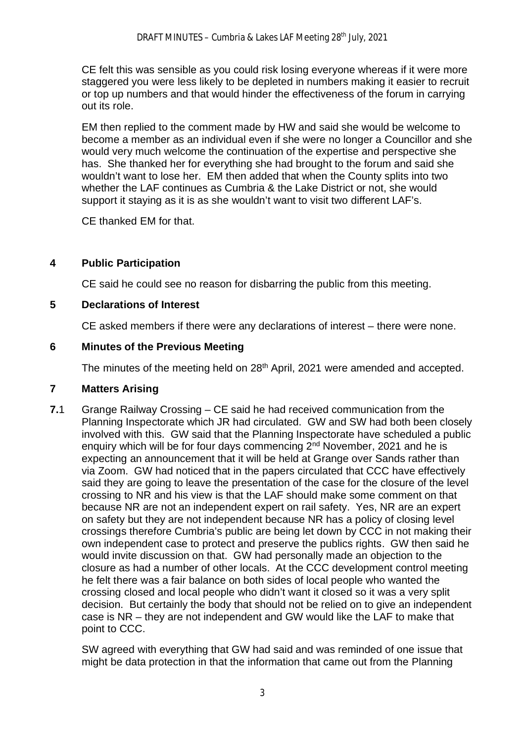CE felt this was sensible as you could risk losing everyone whereas if it were more staggered you were less likely to be depleted in numbers making it easier to recruit or top up numbers and that would hinder the effectiveness of the forum in carrying out its role.

EM then replied to the comment made by HW and said she would be welcome to become a member as an individual even if she were no longer a Councillor and she would very much welcome the continuation of the expertise and perspective she has. She thanked her for everything she had brought to the forum and said she wouldn't want to lose her. EM then added that when the County splits into two whether the LAF continues as Cumbria & the Lake District or not, she would support it staying as it is as she wouldn't want to visit two different LAF's.

CE thanked EM for that.

## 4 Public Participation

CE said he could see no reason for disbarring the public from this meeting.

## 5 Declarations of Interest

CE asked members if there were any declarations of interest – there were none.

## 6 Minutes of the Previous Meeting

The minutes of the meeting held on 28th April, 2021 were amended and accepted.

## 7 Matters Arising

**7.**1 Grange Railway Crossing – CE said he had received communication from the Planning Inspectorate which JR had circulated. GW and SW had both been closely involved with this. GW said that the Planning Inspectorate have scheduled a public enquiry which will be for four days commencing 2nd November, 2021 and he is expecting an announcement that it will be held at Grange over Sands rather than via Zoom. GW had noticed that in the papers circulated that CCC have effectively said they are going to leave the presentation of the case for the closure of the level crossing to NR and his view is that the LAF should make some comment on that because NR are not an independent expert on rail safety. Yes, NR are an expert on safety but they are not independent because NR has a policy of closing level crossings therefore Cumbria's public are being let down by CCC in not making their own independent case to protect and preserve the publics rights. GW then said he would invite discussion on that. GW had personally made an objection to the closure as had a number of other locals. At the CCC development control meeting he felt there was a fair balance on both sides of local people who wanted the crossing closed and local people who didn't want it closed so it was a very split decision. But certainly the body that should not be relied on to give an independent case is NR – they are not independent and GW would like the LAF to make that point to CCC.

SW agreed with everything that GW had said and was reminded of one issue that might be data protection in that the information that came out from the Planning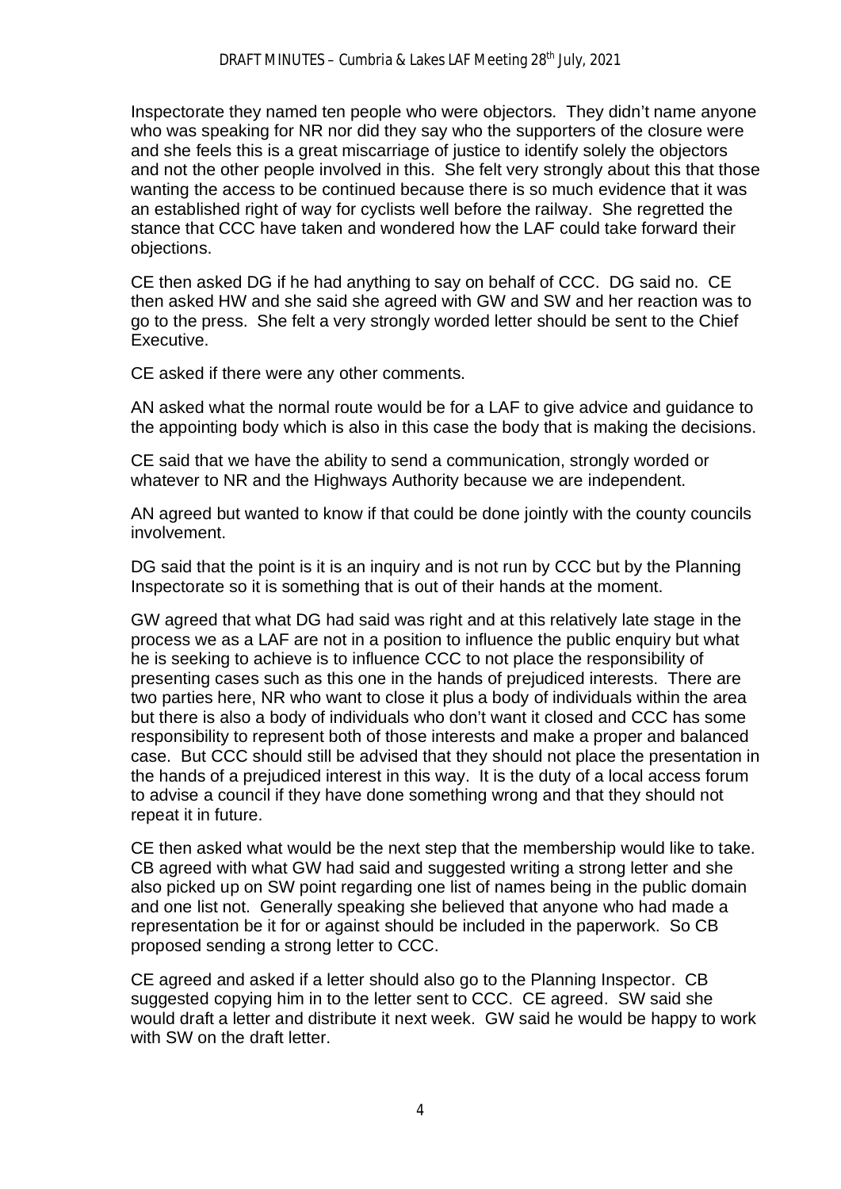Inspectorate they named ten people who were objectors. They didn't name anyone who was speaking for NR nor did they say who the supporters of the closure were and she feels this is a great miscarriage of justice to identify solely the objectors and not the other people involved in this. She felt very strongly about this that those wanting the access to be continued because there is so much evidence that it was an established right of way for cyclists well before the railway. She regretted the stance that CCC have taken and wondered how the LAF could take forward their objections.

CE then asked DG if he had anything to say on behalf of CCC. DG said no. CE then asked HW and she said she agreed with GW and SW and her reaction was to go to the press. She felt a very strongly worded letter should be sent to the Chief Executive.

CE asked if there were any other comments.

AN asked what the normal route would be for a LAF to give advice and guidance to the appointing body which is also in this case the body that is making the decisions.

CE said that we have the ability to send a communication, strongly worded or whatever to NR and the Highways Authority because we are independent.

AN agreed but wanted to know if that could be done jointly with the county councils involvement.

DG said that the point is it is an inquiry and is not run by CCC but by the Planning Inspectorate so it is something that is out of their hands at the moment.

GW agreed that what DG had said was right and at this relatively late stage in the process we as a LAF are not in a position to influence the public enquiry but what he is seeking to achieve is to influence CCC to not place the responsibility of presenting cases such as this one in the hands of prejudiced interests. There are two parties here, NR who want to close it plus a body of individuals within the area but there is also a body of individuals who don't want it closed and CCC has some responsibility to represent both of those interests and make a proper and balanced case. But CCC should still be advised that they should not place the presentation in the hands of a prejudiced interest in this way. It is the duty of a local access forum to advise a council if they have done something wrong and that they should not repeat it in future.

CE then asked what would be the next step that the membership would like to take. CB agreed with what GW had said and suggested writing a strong letter and she also picked up on SW point regarding one list of names being in the public domain and one list not. Generally speaking she believed that anyone who had made a representation be it for or against should be included in the paperwork. So CB proposed sending a strong letter to CCC.

CE agreed and asked if a letter should also go to the Planning Inspector. CB suggested copying him in to the letter sent to CCC. CE agreed. SW said she would draft a letter and distribute it next week. GW said he would be happy to work with SW on the draft letter.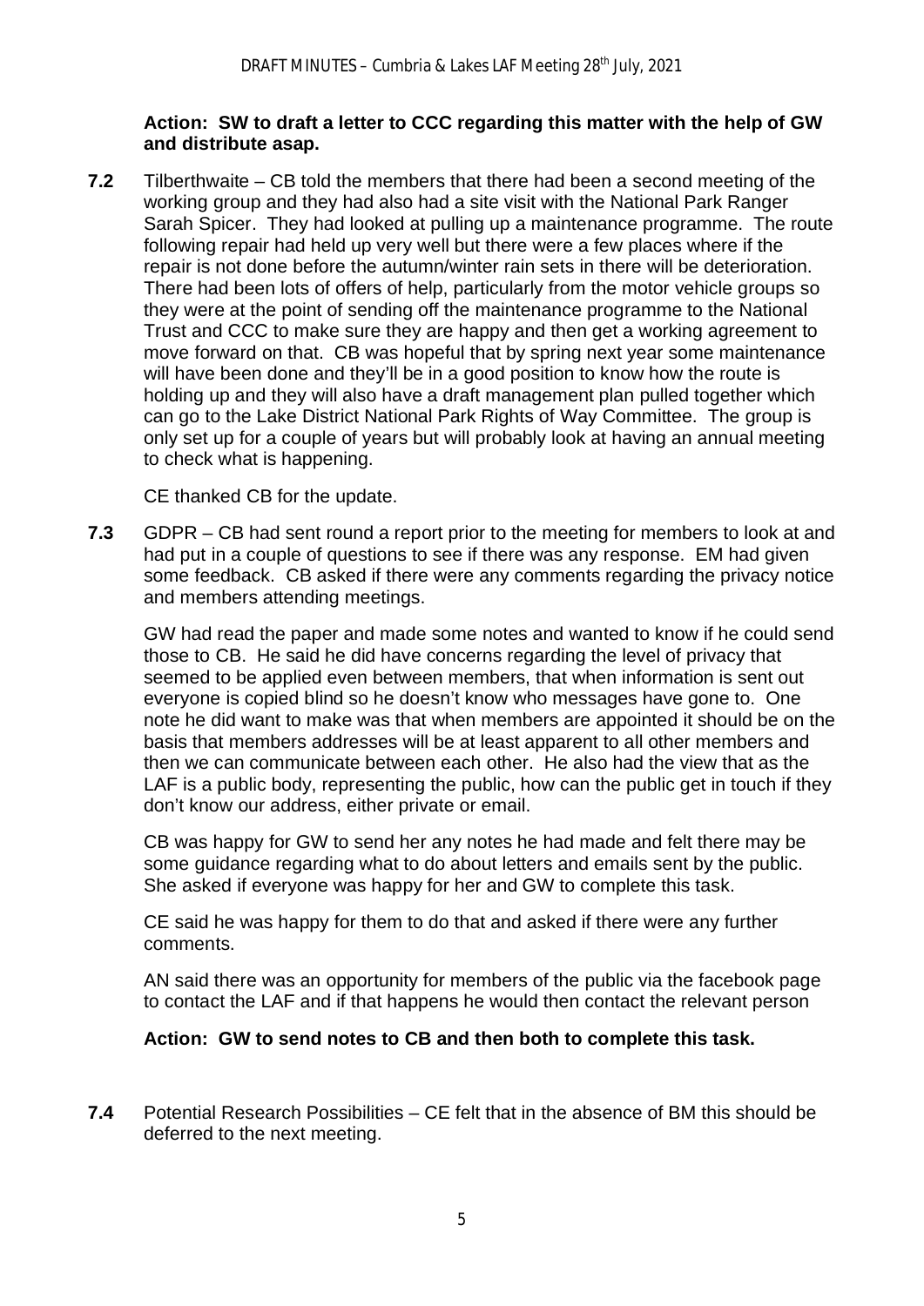**Action: SW to draft a letter to CCC regarding this matter with the help of GW and distribute asap.**

**7.2** Tilberthwaite – CB told the members that there had been a second meeting of the working group and they had also had a site visit with the National Park Ranger Sarah Spicer. They had looked at pulling up a maintenance programme. The route following repair had held up very well but there were a few places where if the repair is not done before the autumn/winter rain sets in there will be deterioration. There had been lots of offers of help, particularly from the motor vehicle groups so they were at the point of sending off the maintenance programme to the National Trust and CCC to make sure they are happy and then get a working agreement to move forward on that. CB was hopeful that by spring next year some maintenance will have been done and they'll be in a good position to know how the route is holding up and they will also have a draft management plan pulled together which can go to the Lake District National Park Rights of Way Committee. The group is only set up for a couple of years but will probably look at having an annual meeting to check what is happening.

CE thanked CB for the update.

**7.3** GDPR – CB had sent round a report prior to the meeting for members to look at and had put in a couple of questions to see if there was any response. EM had given some feedback. CB asked if there were any comments regarding the privacy notice and members attending meetings.

GW had read the paper and made some notes and wanted to know if he could send those to CB. He said he did have concerns regarding the level of privacy that seemed to be applied even between members, that when information is sent out everyone is copied blind so he doesn't know who messages have gone to. One note he did want to make was that when members are appointed it should be on the basis that members addresses will be at least apparent to all other members and then we can communicate between each other. He also had the view that as the LAF is a public body, representing the public, how can the public get in touch if they don't know our address, either private or email.

CB was happy for GW to send her any notes he had made and felt there may be some guidance regarding what to do about letters and emails sent by the public. She asked if everyone was happy for her and GW to complete this task.

CE said he was happy for them to do that and asked if there were any further comments.

AN said there was an opportunity for members of the public via the facebook page to contact the LAF and if that happens he would then contact the relevant person

**Action: GW to send notes to CB and then both to complete this task.**

**7.4** Potential Research Possibilities – CE felt that in the absence of BM this should be deferred to the next meeting.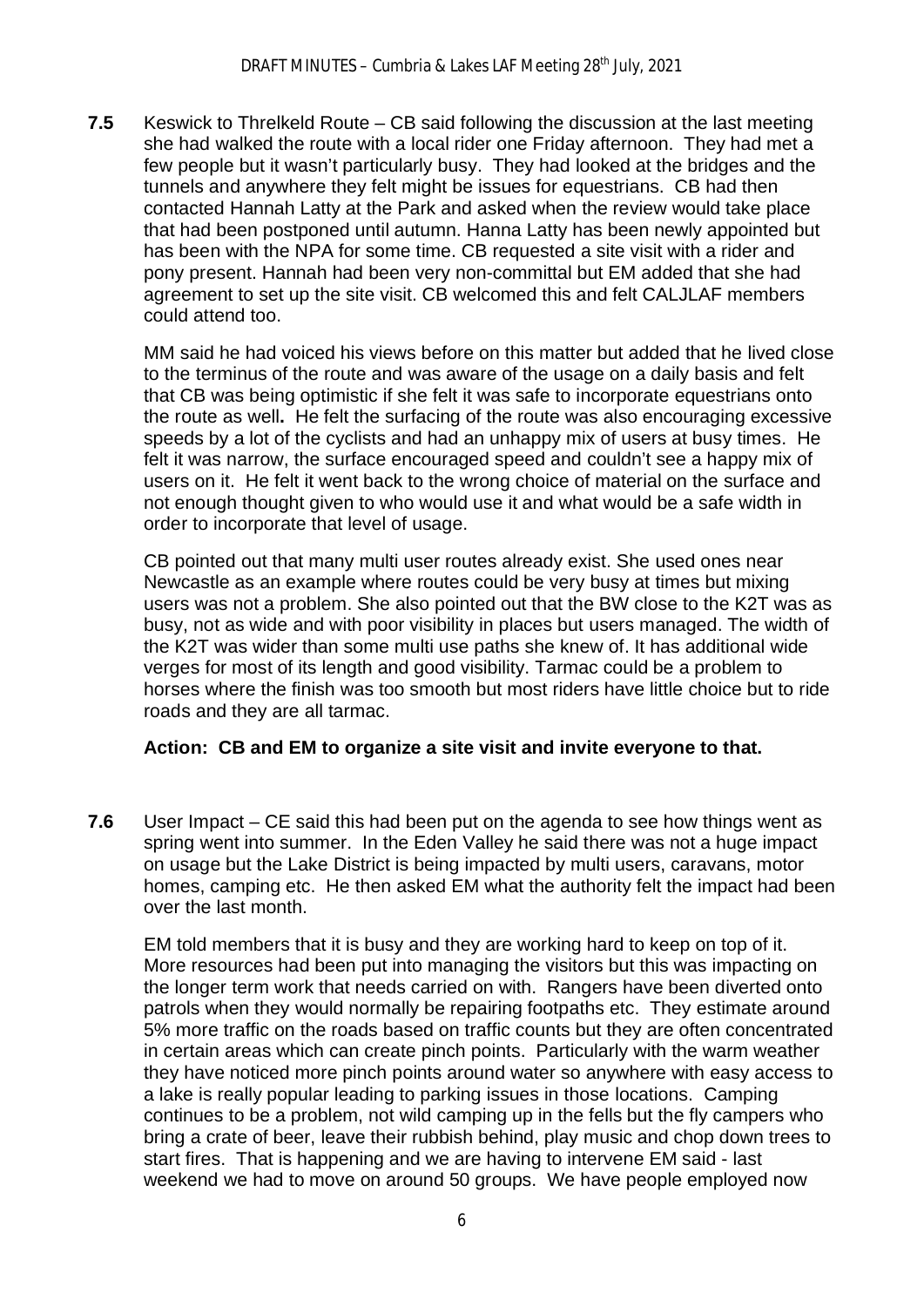**7.5** Keswick to Threlkeld Route – CB said following the discussion at the last meeting she had walked the route with a local rider one Friday afternoon. They had met a few people but it wasn't particularly busy. They had looked at the bridges and the tunnels and anywhere they felt might be issues for equestrians. CB had then contacted Hannah Latty at the Park and asked when the review would take place that had been postponed until autumn. Hanna Latty has been newly appointed but has been with the NPA for some time. CB requested a site visit with a rider and pony present. Hannah had been very non-committal but EM added that she had agreement to set up the site visit. CB welcomed this and felt CALJLAF members could attend too.

MM said he had voiced his views before on this matter but added that he lived close to the terminus of the route and was aware of the usage on a daily basis and felt that CB was being optimistic if she felt it was safe to incorporate equestrians onto the route as well**.** He felt the surfacing of the route was also encouraging excessive speeds by a lot of the cyclists and had an unhappy mix of users at busy times. He felt it was narrow, the surface encouraged speed and couldn't see a happy mix of users on it. He felt it went back to the wrong choice of material on the surface and not enough thought given to who would use it and what would be a safe width in order to incorporate that level of usage.

CB pointed out that many multi user routes already exist. She used ones near Newcastle as an example where routes could be very busy at times but mixing users was not a problem. She also pointed out that the BW close to the K2T was as busy, not as wide and with poor visibility in places but users managed. The width of the K2T was wider than some multi use paths she knew of. It has additional wide verges for most of its length and good visibility. Tarmac could be a problem to horses where the finish was too smooth but most riders have little choice but to ride roads and they are all tarmac.

**Action: CB and EM to organize a site visit and invite everyone to that.**

**7.6** User Impact – CE said this had been put on the agenda to see how things went as spring went into summer. In the Eden Valley he said there was not a huge impact on usage but the Lake District is being impacted by multi users, caravans, motor homes, camping etc. He then asked EM what the authority felt the impact had been over the last month.

EM told members that it is busy and they are working hard to keep on top of it. More resources had been put into managing the visitors but this was impacting on the longer term work that needs carried on with. Rangers have been diverted onto patrols when they would normally be repairing footpaths etc. They estimate around 5% more traffic on the roads based on traffic counts but they are often concentrated in certain areas which can create pinch points. Particularly with the warm weather they have noticed more pinch points around water so anywhere with easy access to a lake is really popular leading to parking issues in those locations. Camping continues to be a problem, not wild camping up in the fells but the fly campers who bring a crate of beer, leave their rubbish behind, play music and chop down trees to start fires. That is happening and we are having to intervene EM said - last weekend we had to move on around 50 groups. We have people employed now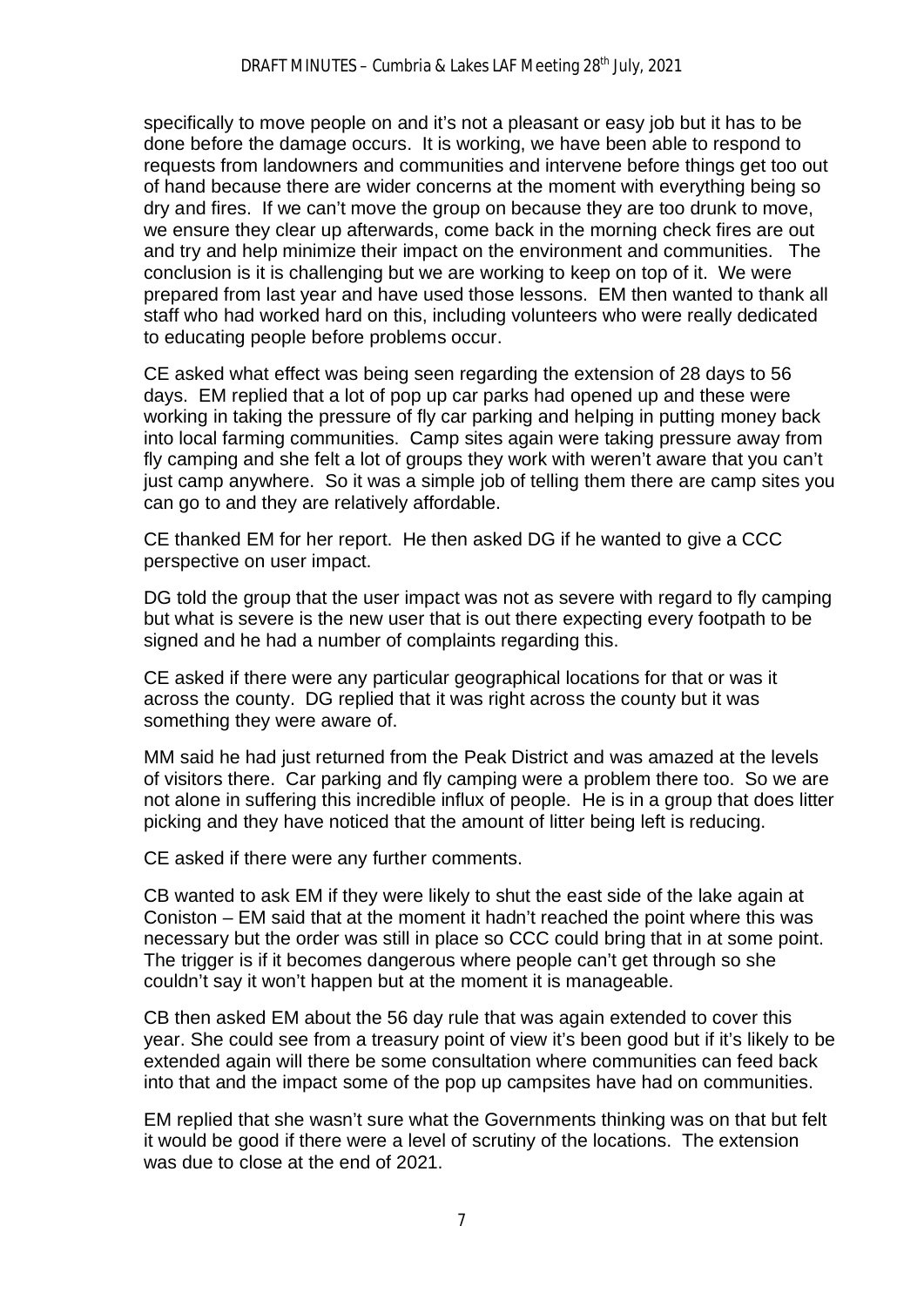specifically to move people on and it's not a pleasant or easy job but it has to be done before the damage occurs. It is working, we have been able to respond to requests from landowners and communities and intervene before things get too out of hand because there are wider concerns at the moment with everything being so dry and fires. If we can't move the group on because they are too drunk to move, we ensure they clear up afterwards, come back in the morning check fires are out and try and help minimize their impact on the environment and communities. The conclusion is it is challenging but we are working to keep on top of it. We were prepared from last year and have used those lessons. EM then wanted to thank all staff who had worked hard on this, including volunteers who were really dedicated to educating people before problems occur.

CE asked what effect was being seen regarding the extension of 28 days to 56 days. EM replied that a lot of pop up car parks had opened up and these were working in taking the pressure of fly car parking and helping in putting money back into local farming communities. Camp sites again were taking pressure away from fly camping and she felt a lot of groups they work with weren't aware that you can't just camp anywhere. So it was a simple job of telling them there are camp sites you can go to and they are relatively affordable.

CE thanked EM for her report. He then asked DG if he wanted to give a CCC perspective on user impact.

DG told the group that the user impact was not as severe with regard to fly camping but what is severe is the new user that is out there expecting every footpath to be signed and he had a number of complaints regarding this.

CE asked if there were any particular geographical locations for that or was it across the county. DG replied that it was right across the county but it was something they were aware of.

MM said he had just returned from the Peak District and was amazed at the levels of visitors there. Car parking and fly camping were a problem there too. So we are not alone in suffering this incredible influx of people. He is in a group that does litter picking and they have noticed that the amount of litter being left is reducing.

CE asked if there were any further comments.

CB wanted to ask EM if they were likely to shut the east side of the lake again at Coniston – EM said that at the moment it hadn't reached the point where this was necessary but the order was still in place so CCC could bring that in at some point. The trigger is if it becomes dangerous where people can't get through so she couldn't say it won't happen but at the moment it is manageable.

CB then asked EM about the 56 day rule that was again extended to cover this year. She could see from a treasury point of view it's been good but if it's likely to be extended again will there be some consultation where communities can feed back into that and the impact some of the pop up campsites have had on communities.

EM replied that she wasn't sure what the Governments thinking was on that but felt it would be good if there were a level of scrutiny of the locations. The extension was due to close at the end of 2021.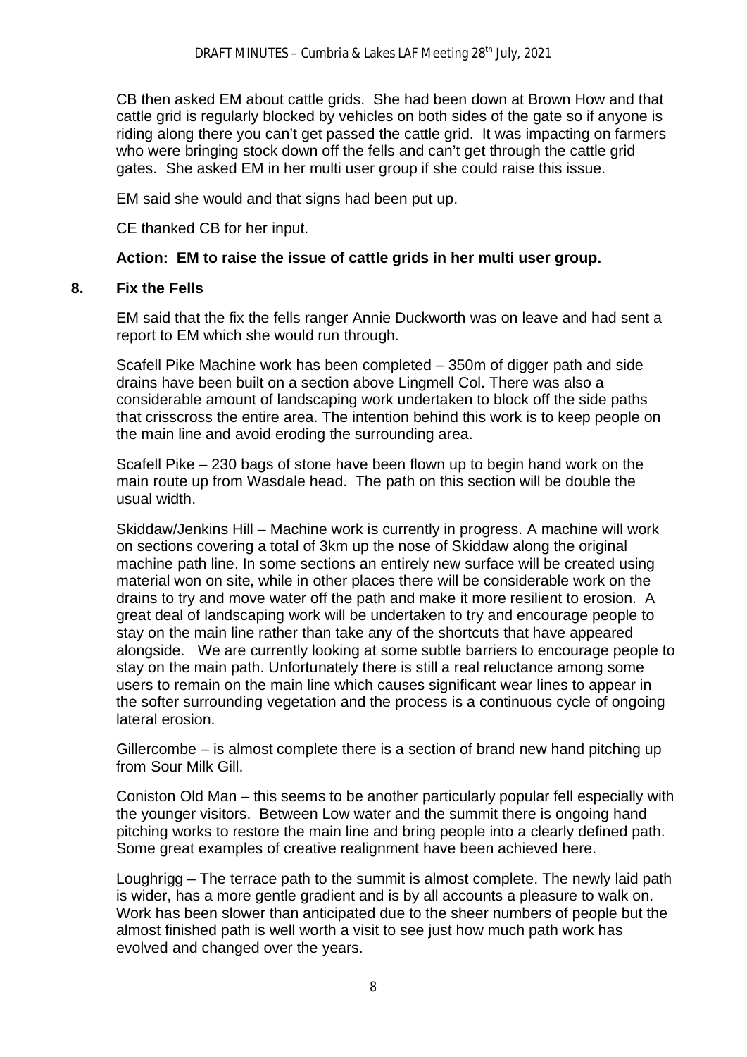CB then asked EM about cattle grids. She had been down at Brown How and that cattle grid is regularly blocked by vehicles on both sides of the gate so if anyone is riding along there you can't get passed the cattle grid. It was impacting on farmers who were bringing stock down off the fells and can't get through the cattle grid gates. She asked EM in her multi user group if she could raise this issue.

EM said she would and that signs had been put up.

CE thanked CB for her input.

**Action: EM to raise the issue of cattle grids in her multi user group.**

## 8. Fix the Fells

EM said that the fix the fells ranger Annie Duckworth was on leave and had sent a report to EM which she would run through.

Scafell Pike Machine work has been completed – 350m of digger path and side drains have been built on a section above Lingmell Col. There was also a considerable amount of landscaping work undertaken to block off the side paths that crisscross the entire area. The intention behind this work is to keep people on the main line and avoid eroding the surrounding area.

Scafell Pike – 230 bags of stone have been flown up to begin hand work on the main route up from Wasdale head. The path on this section will be double the usual width.

Skiddaw/Jenkins Hill – Machine work is currently in progress. A machine will work on sections covering a total of 3km up the nose of Skiddaw along the original machine path line. In some sections an entirely new surface will be created using material won on site, while in other places there will be considerable work on the drains to try and move water off the path and make it more resilient to erosion. A great deal of landscaping work will be undertaken to try and encourage people to stay on the main line rather than take any of the shortcuts that have appeared alongside. We are currently looking at some subtle barriers to encourage people to stay on the main path. Unfortunately there is still a real reluctance among some users to remain on the main line which causes significant wear lines to appear in the softer surrounding vegetation and the process is a continuous cycle of ongoing lateral erosion.

Gillercombe – is almost complete there is a section of brand new hand pitching up from Sour Milk Gill.

Coniston Old Man – this seems to be another particularly popular fell especially with the younger visitors. Between Low water and the summit there is ongoing hand pitching works to restore the main line and bring people into a clearly defined path. Some great examples of creative realignment have been achieved here.

Loughrigg – The terrace path to the summit is almost complete. The newly laid path is wider, has a more gentle gradient and is by all accounts a pleasure to walk on. Work has been slower than anticipated due to the sheer numbers of people but the almost finished path is well worth a visit to see just how much path work has evolved and changed over the years.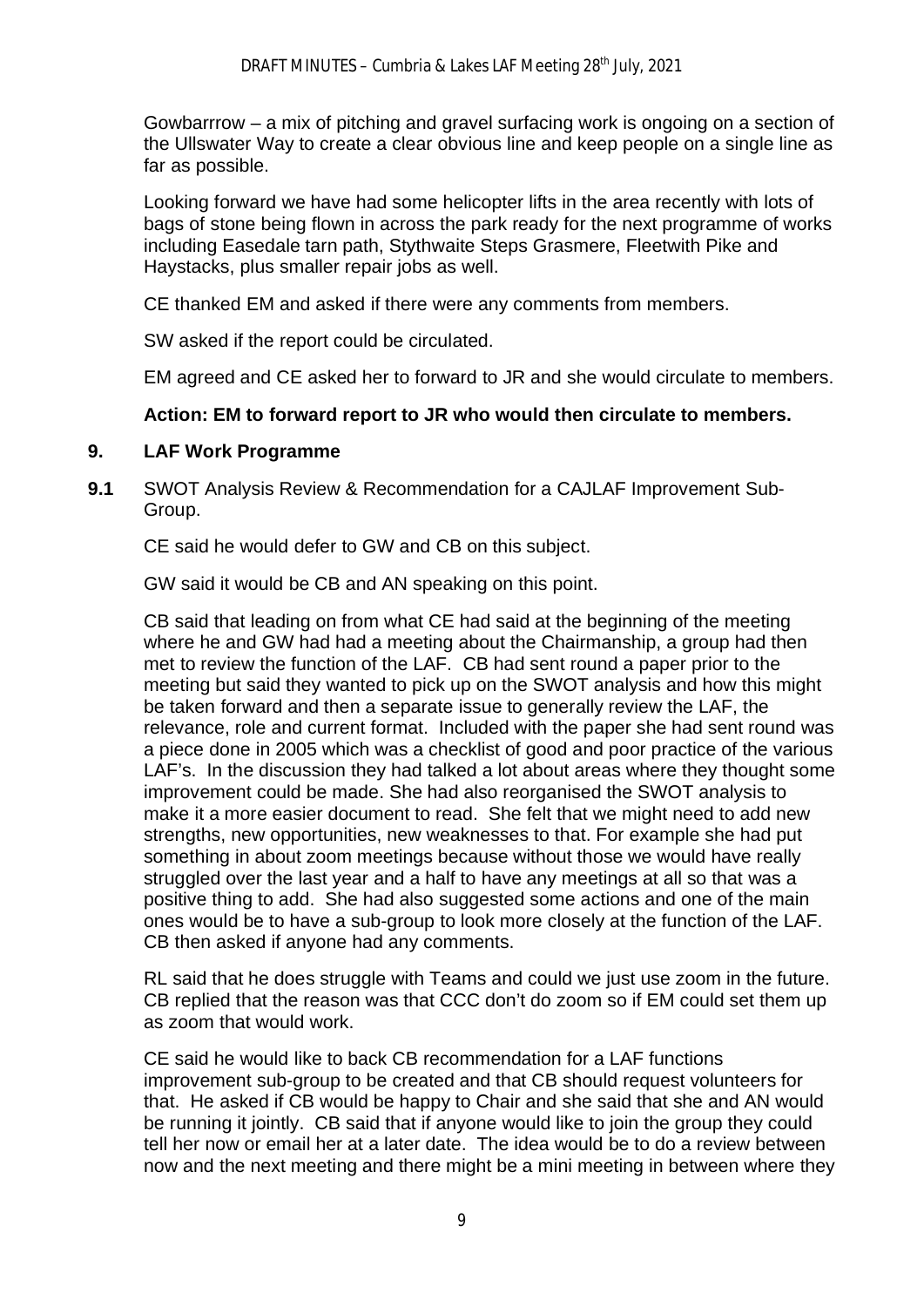Gowbarrrow – a mix of pitching and gravel surfacing work is ongoing on a section of the Ullswater Way to create a clear obvious line and keep people on a single line as far as possible.

Looking forward we have had some helicopter lifts in the area recently with lots of bags of stone being flown in across the park ready for the next programme of works including Easedale tarn path, Stythwaite Steps Grasmere, Fleetwith Pike and Haystacks, plus smaller repair jobs as well.

CE thanked EM and asked if there were any comments from members.

SW asked if the report could be circulated.

EM agreed and CE asked her to forward to JR and she would circulate to members.

**Action: EM to forward report to JR who would then circulate to members.**

## 9. LAF Work Programme

**9.1** SWOT Analysis Review & Recommendation for a CAJLAF Improvement Sub-Group.

CE said he would defer to GW and CB on this subject.

GW said it would be CB and AN speaking on this point.

CB said that leading on from what CE had said at the beginning of the meeting where he and GW had had a meeting about the Chairmanship, a group had then met to review the function of the LAF. CB had sent round a paper prior to the meeting but said they wanted to pick up on the SWOT analysis and how this might be taken forward and then a separate issue to generally review the LAF, the relevance, role and current format. Included with the paper she had sent round was a piece done in 2005 which was a checklist of good and poor practice of the various LAF's. In the discussion they had talked a lot about areas where they thought some improvement could be made. She had also reorganised the SWOT analysis to make it a more easier document to read. She felt that we might need to add new strengths, new opportunities, new weaknesses to that. For example she had put something in about zoom meetings because without those we would have really struggled over the last year and a half to have any meetings at all so that was a positive thing to add. She had also suggested some actions and one of the main ones would be to have a sub-group to look more closely at the function of the LAF. CB then asked if anyone had any comments.

RL said that he does struggle with Teams and could we just use zoom in the future. CB replied that the reason was that CCC don't do zoom so if EM could set them up as zoom that would work.

CE said he would like to back CB recommendation for a LAF functions improvement sub-group to be created and that CB should request volunteers for that. He asked if CB would be happy to Chair and she said that she and AN would be running it jointly. CB said that if anyone would like to join the group they could tell her now or email her at a later date. The idea would be to do a review between now and the next meeting and there might be a mini meeting in between where they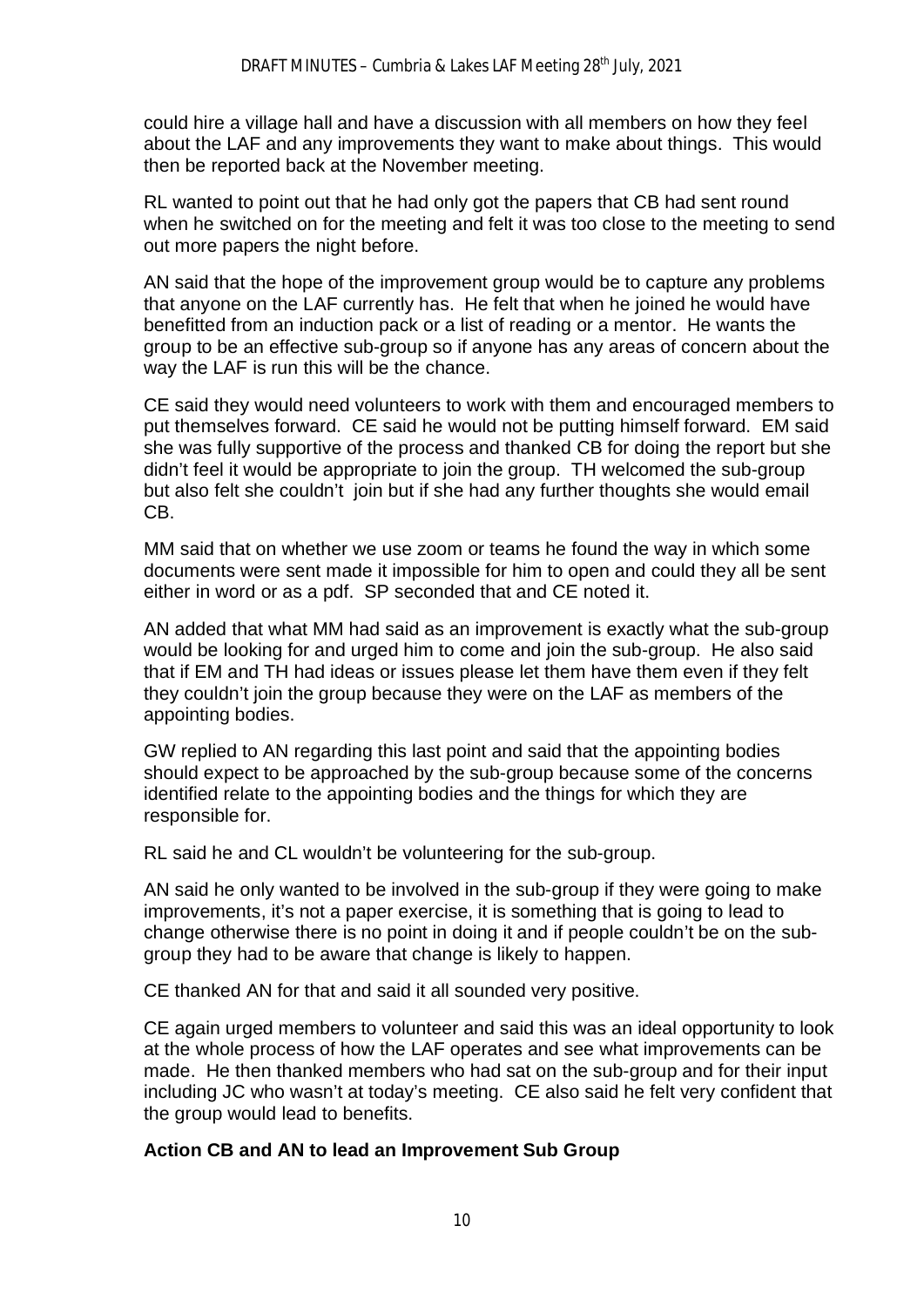could hire a village hall and have a discussion with all members on how they feel about the LAF and any improvements they want to make about things. This would then be reported back at the November meeting.

RL wanted to point out that he had only got the papers that CB had sent round when he switched on for the meeting and felt it was too close to the meeting to send out more papers the night before.

AN said that the hope of the improvement group would be to capture any problems that anyone on the LAF currently has. He felt that when he joined he would have benefitted from an induction pack or a list of reading or a mentor. He wants the group to be an effective sub-group so if anyone has any areas of concern about the way the LAF is run this will be the chance.

CE said they would need volunteers to work with them and encouraged members to put themselves forward. CE said he would not be putting himself forward. EM said she was fully supportive of the process and thanked CB for doing the report but she didn't feel it would be appropriate to join the group. TH welcomed the sub-group but also felt she couldn't join but if she had any further thoughts she would email CB.

MM said that on whether we use zoom or teams he found the way in which some documents were sent made it impossible for him to open and could they all be sent either in word or as a pdf. SP seconded that and CE noted it.

AN added that what MM had said as an improvement is exactly what the sub-group would be looking for and urged him to come and join the sub-group. He also said that if EM and TH had ideas or issues please let them have them even if they felt they couldn't join the group because they were on the LAF as members of the appointing bodies.

GW replied to AN regarding this last point and said that the appointing bodies should expect to be approached by the sub-group because some of the concerns identified relate to the appointing bodies and the things for which they are responsible for.

RL said he and CL wouldn't be volunteering for the sub-group.

AN said he only wanted to be involved in the sub-group if they were going to make improvements, it's not a paper exercise, it is something that is going to lead to change otherwise there is no point in doing it and if people couldn't be on the sub-group they had to be aware that change is likely to happen.

CE thanked AN for that and said it all sounded very positive.

CE again urged members to volunteer and said this was an ideal opportunity to look at the whole process of how the LAF operates and see what improvements can be made. He then thanked members who had sat on the sub-group and for their input including JC who wasn't at today's meeting. CE also said he felt very confident that the group would lead to benefits.

**Action CB and AN to lead an Improvement Sub Group**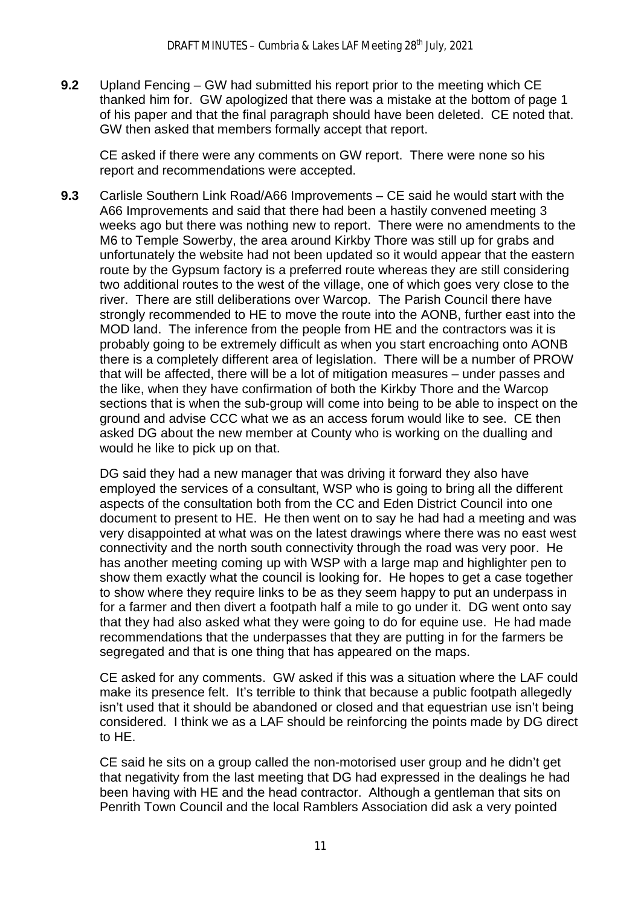**9.2** Upland Fencing – GW had submitted his report prior to the meeting which CE thanked him for. GW apologized that there was a mistake at the bottom of page 1 of his paper and that the final paragraph should have been deleted. CE noted that. GW then asked that members formally accept that report.

CE asked if there were any comments on GW report. There were none so his report and recommendations were accepted.

**9.3** Carlisle Southern Link Road/A66 Improvements – CE said he would start with the A66 Improvements and said that there had been a hastily convened meeting 3 weeks ago but there was nothing new to report. There were no amendments to the M6 to Temple Sowerby, the area around Kirkby Thore was still up for grabs and unfortunately the website had not been updated so it would appear that the eastern route by the Gypsum factory is a preferred route whereas they are still considering two additional routes to the west of the village, one of which goes very close to the river. There are still deliberations over Warcop. The Parish Council there have strongly recommended to HE to move the route into the AONB, further east into the MOD land. The inference from the people from HE and the contractors was it is probably going to be extremely difficult as when you start encroaching onto AONB there is a completely different area of legislation. There will be a number of PROW that will be affected, there will be a lot of mitigation measures – under passes and the like, when they have confirmation of both the Kirkby Thore and the Warcop sections that is when the sub-group will come into being to be able to inspect on the ground and advise CCC what we as an access forum would like to see. CE then asked DG about the new member at County who is working on the dualling and would he like to pick up on that.

DG said they had a new manager that was driving it forward they also have employed the services of a consultant, WSP who is going to bring all the different aspects of the consultation both from the CC and Eden District Council into one document to present to HE. He then went on to say he had had a meeting and was very disappointed at what was on the latest drawings where there was no east west connectivity and the north south connectivity through the road was very poor. He has another meeting coming up with WSP with a large map and highlighter pen to show them exactly what the council is looking for. He hopes to get a case together to show where they require links to be as they seem happy to put an underpass in for a farmer and then divert a footpath half a mile to go under it. DG went onto say that they had also asked what they were going to do for equine use. He had made recommendations that the underpasses that they are putting in for the farmers be segregated and that is one thing that has appeared on the maps.

CE asked for any comments. GW asked if this was a situation where the LAF could make its presence felt. It's terrible to think that because a public footpath allegedly isn't used that it should be abandoned or closed and that equestrian use isn't being considered. I think we as a LAF should be reinforcing the points made by DG direct to HE.

CE said he sits on a group called the non-motorised user group and he didn't get that negativity from the last meeting that DG had expressed in the dealings he had been having with HE and the head contractor. Although a gentleman that sits on Penrith Town Council and the local Ramblers Association did ask a very pointed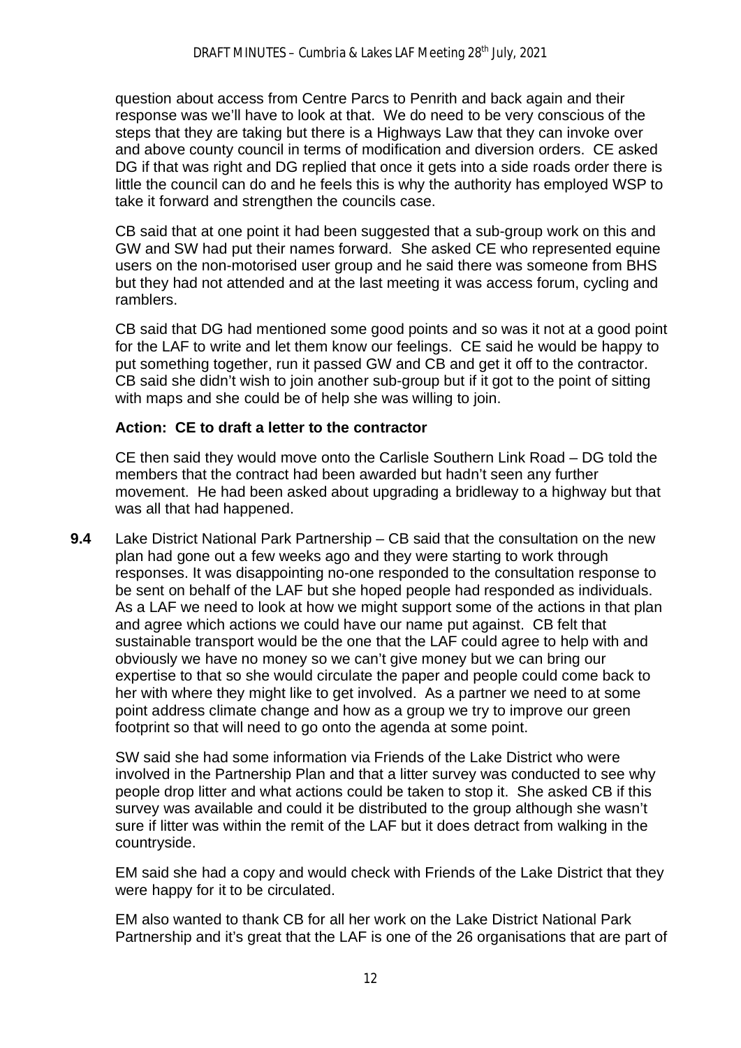question about access from Centre Parcs to Penrith and back again and their response was we'll have to look at that. We do need to be very conscious of the steps that they are taking but there is a Highways Law that they can invoke over and above county council in terms of modification and diversion orders. CE asked DG if that was right and DG replied that once it gets into a side roads order there is little the council can do and he feels this is why the authority has employed WSP to take it forward and strengthen the councils case.

CB said that at one point it had been suggested that a sub-group work on this and GW and SW had put their names forward. She asked CE who represented equine users on the non-motorised user group and he said there was someone from BHS but they had not attended and at the last meeting it was access forum, cycling and ramblers.

CB said that DG had mentioned some good points and so was it not at a good point for the LAF to write and let them know our feelings. CE said he would be happy to put something together, run it passed GW and CB and get it off to the contractor. CB said she didn't wish to join another sub-group but if it got to the point of sitting with maps and she could be of help she was willing to join.

**Action: CE to draft a letter to the contractor**

CE then said they would move onto the Carlisle Southern Link Road – DG told the members that the contract had been awarded but hadn't seen any further movement. He had been asked about upgrading a bridleway to a highway but that was all that had happened.

**9.4** Lake District National Park Partnership – CB said that the consultation on the new plan had gone out a few weeks ago and they were starting to work through responses. It was disappointing no-one responded to the consultation response to be sent on behalf of the LAF but she hoped people had responded as individuals. As a LAF we need to look at how we might support some of the actions in that plan and agree which actions we could have our name put against. CB felt that sustainable transport would be the one that the LAF could agree to help with and obviously we have no money so we can't give money but we can bring our expertise to that so she would circulate the paper and people could come back to her with where they might like to get involved. As a partner we need to at some point address climate change and how as a group we try to improve our green footprint so that will need to go onto the agenda at some point.

SW said she had some information via Friends of the Lake District who were involved in the Partnership Plan and that a litter survey was conducted to see why people drop litter and what actions could be taken to stop it. She asked CB if this survey was available and could it be distributed to the group although she wasn't sure if litter was within the remit of the LAF but it does detract from walking in the countryside.

EM said she had a copy and would check with Friends of the Lake District that they were happy for it to be circulated.

EM also wanted to thank CB for all her work on the Lake District National Park Partnership and it's great that the LAF is one of the 26 organisations that are part of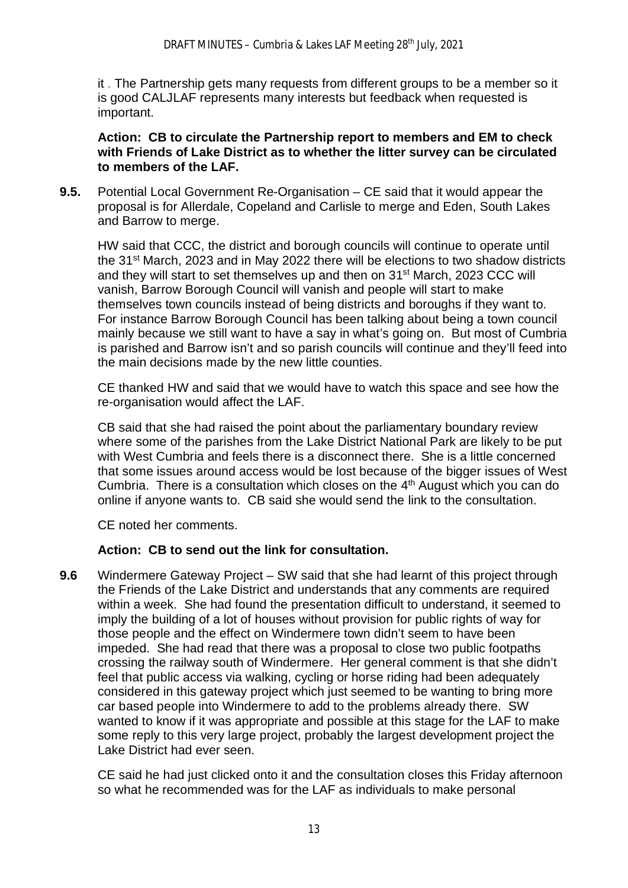it . The Partnership gets many requests from different groups to be a member so it is good CALJLAF represents many interests but feedback when requested is important.

**Action: CB to circulate the Partnership report to members and EM to check with Friends of Lake District as to whether the litter survey can be circulated to members of the LAF.**

**9.5.** Potential Local Government Re-Organisation – CE said that it would appear the proposal is for Allerdale, Copeland and Carlisle to merge and Eden, South Lakes and Barrow to merge.

HW said that CCC, the district and borough councils will continue to operate until the 31st March, 2023 and in May 2022 there will be elections to two shadow districts and they will start to set themselves up and then on 31st March, 2023 CCC will vanish, Barrow Borough Council will vanish and people will start to make themselves town councils instead of being districts and boroughs if they want to. For instance Barrow Borough Council has been talking about being a town council mainly because we still want to have a say in what's going on. But most of Cumbria is parished and Barrow isn't and so parish councils will continue and they'll feed into the main decisions made by the new little counties.

CE thanked HW and said that we would have to watch this space and see how the re-organisation would affect the LAF.

CB said that she had raised the point about the parliamentary boundary review where some of the parishes from the Lake District National Park are likely to be put with West Cumbria and feels there is a disconnect there. She is a little concerned that some issues around access would be lost because of the bigger issues of West Cumbria. There is a consultation which closes on the 4th August which you can do online if anyone wants to. CB said she would send the link to the consultation.

CE noted her comments.

**Action: CB to send out the link for consultation.**

**9.6** Windermere Gateway Project – SW said that she had learnt of this project through the Friends of the Lake District and understands that any comments are required within a week. She had found the presentation difficult to understand, it seemed to imply the building of a lot of houses without provision for public rights of way for those people and the effect on Windermere town didn't seem to have been impeded. She had read that there was a proposal to close two public footpaths crossing the railway south of Windermere. Her general comment is that she didn't feel that public access via walking, cycling or horse riding had been adequately considered in this gateway project which just seemed to be wanting to bring more car based people into Windermere to add to the problems already there. SW wanted to know if it was appropriate and possible at this stage for the LAF to make some reply to this very large project, probably the largest development project the Lake District had ever seen.

CE said he had just clicked onto it and the consultation closes this Friday afternoon so what he recommended was for the LAF as individuals to make personal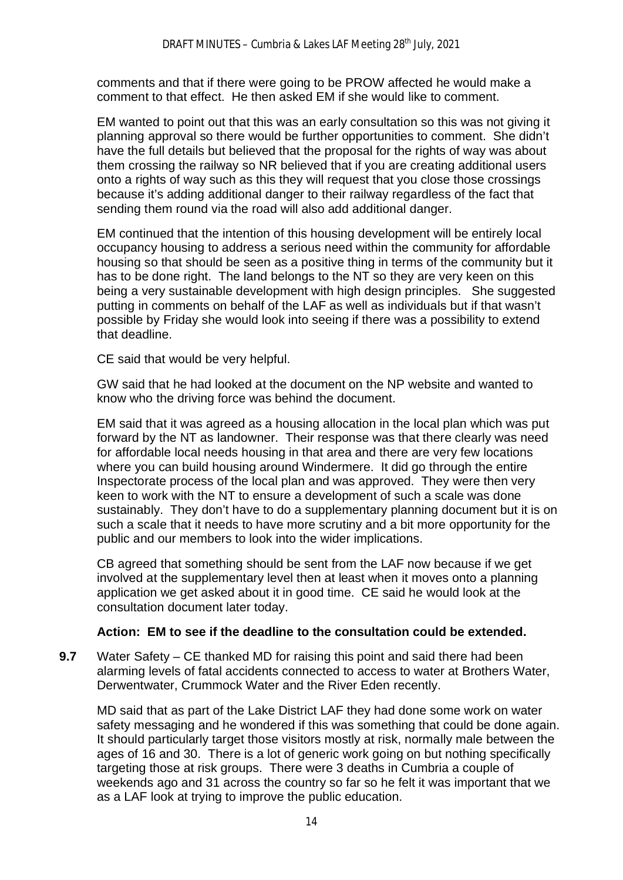comments and that if there were going to be PROW affected he would make a comment to that effect. He then asked EM if she would like to comment.

EM wanted to point out that this was an early consultation so this was not giving it planning approval so there would be further opportunities to comment. She didn't have the full details but believed that the proposal for the rights of way was about them crossing the railway so NR believed that if you are creating additional users onto a rights of way such as this they will request that you close those crossings because it's adding additional danger to their railway regardless of the fact that sending them round via the road will also add additional danger.

EM continued that the intention of this housing development will be entirely local occupancy housing to address a serious need within the community for affordable housing so that should be seen as a positive thing in terms of the community but it has to be done right. The land belongs to the NT so they are very keen on this being a very sustainable development with high design principles. She suggested putting in comments on behalf of the LAF as well as individuals but if that wasn't possible by Friday she would look into seeing if there was a possibility to extend that deadline.

CE said that would be very helpful.

GW said that he had looked at the document on the NP website and wanted to know who the driving force was behind the document.

EM said that it was agreed as a housing allocation in the local plan which was put forward by the NT as landowner. Their response was that there clearly was need for affordable local needs housing in that area and there are very few locations where you can build housing around Windermere. It did go through the entire Inspectorate process of the local plan and was approved. They were then very keen to work with the NT to ensure a development of such a scale was done sustainably. They don't have to do a supplementary planning document but it is on such a scale that it needs to have more scrutiny and a bit more opportunity for the public and our members to look into the wider implications.

CB agreed that something should be sent from the LAF now because if we get involved at the supplementary level then at least when it moves onto a planning application we get asked about it in good time. CE said he would look at the consultation document later today.

**Action: EM to see if the deadline to the consultation could be extended.**

**9.7** Water Safety – CE thanked MD for raising this point and said there had been alarming levels of fatal accidents connected to access to water at Brothers Water, Derwentwater, Crummock Water and the River Eden recently.

MD said that as part of the Lake District LAF they had done some work on water safety messaging and he wondered if this was something that could be done again. It should particularly target those visitors mostly at risk, normally male between the ages of 16 and 30. There is a lot of generic work going on but nothing specifically targeting those at risk groups. There were 3 deaths in Cumbria a couple of weekends ago and 31 across the country so far so he felt it was important that we as a LAF look at trying to improve the public education.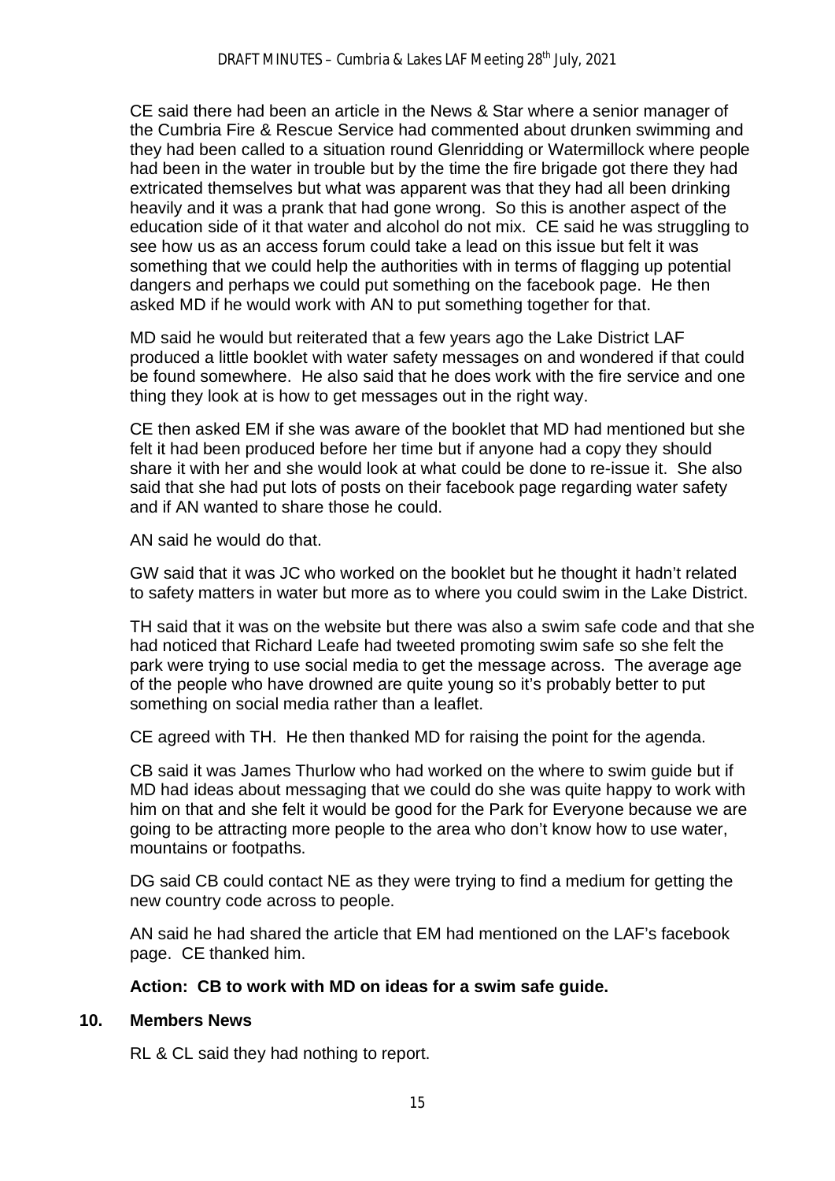CE said there had been an article in the News & Star where a senior manager of the Cumbria Fire & Rescue Service had commented about drunken swimming and they had been called to a situation round Glenridding or Watermillock where people had been in the water in trouble but by the time the fire brigade got there they had extricated themselves but what was apparent was that they had all been drinking heavily and it was a prank that had gone wrong. So this is another aspect of the education side of it that water and alcohol do not mix. CE said he was struggling to see how us as an access forum could take a lead on this issue but felt it was something that we could help the authorities with in terms of flagging up potential dangers and perhaps we could put something on the facebook page. He then asked MD if he would work with AN to put something together for that.

MD said he would but reiterated that a few years ago the Lake District LAF produced a little booklet with water safety messages on and wondered if that could be found somewhere. He also said that he does work with the fire service and one thing they look at is how to get messages out in the right way.

CE then asked EM if she was aware of the booklet that MD had mentioned but she felt it had been produced before her time but if anyone had a copy they should share it with her and she would look at what could be done to re-issue it. She also said that she had put lots of posts on their facebook page regarding water safety and if AN wanted to share those he could.

AN said he would do that.

GW said that it was JC who worked on the booklet but he thought it hadn't related to safety matters in water but more as to where you could swim in the Lake District.

TH said that it was on the website but there was also a swim safe code and that she had noticed that Richard Leafe had tweeted promoting swim safe so she felt the park were trying to use social media to get the message across. The average age of the people who have drowned are quite young so it's probably better to put something on social media rather than a leaflet.

CE agreed with TH. He then thanked MD for raising the point for the agenda.

CB said it was James Thurlow who had worked on the where to swim guide but if MD had ideas about messaging that we could do she was quite happy to work with him on that and she felt it would be good for the Park for Everyone because we are going to be attracting more people to the area who don't know how to use water, mountains or footpaths.

DG said CB could contact NE as they were trying to find a medium for getting the new country code across to people.

AN said he had shared the article that EM had mentioned on the LAF's facebook page. CE thanked him.

**Action: CB to work with MD on ideas for a swim safe guide.**

## 10. Members News

RL & CL said they had nothing to report.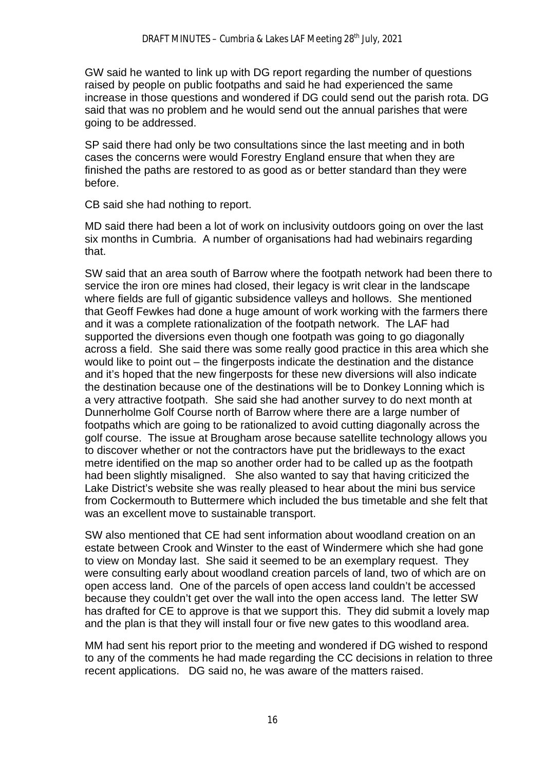GW said he wanted to link up with DG report regarding the number of questions raised by people on public footpaths and said he had experienced the same increase in those questions and wondered if DG could send out the parish rota. DG said that was no problem and he would send out the annual parishes that were going to be addressed.

SP said there had only be two consultations since the last meeting and in both cases the concerns were would Forestry England ensure that when they are finished the paths are restored to as good as or better standard than they were before.

CB said she had nothing to report.

MD said there had been a lot of work on inclusivity outdoors going on over the last six months in Cumbria. A number of organisations had had webinairs regarding that.

SW said that an area south of Barrow where the footpath network had been there to service the iron ore mines had closed, their legacy is writ clear in the landscape where fields are full of gigantic subsidence valleys and hollows. She mentioned that Geoff Fewkes had done a huge amount of work working with the farmers there and it was a complete rationalization of the footpath network. The LAF had supported the diversions even though one footpath was going to go diagonally across a field. She said there was some really good practice in this area which she would like to point out – the fingerposts indicate the destination and the distance and it's hoped that the new fingerposts for these new diversions will also indicate the destination because one of the destinations will be to Donkey Lonning which is a very attractive footpath. She said she had another survey to do next month at Dunnerholme Golf Course north of Barrow where there are a large number of footpaths which are going to be rationalized to avoid cutting diagonally across the golf course. The issue at Brougham arose because satellite technology allows you to discover whether or not the contractors have put the bridleways to the exact metre identified on the map so another order had to be called up as the footpath had been slightly misaligned. She also wanted to say that having criticized the Lake District's website she was really pleased to hear about the mini bus service from Cockermouth to Buttermere which included the bus timetable and she felt that was an excellent move to sustainable transport.

SW also mentioned that CE had sent information about woodland creation on an estate between Crook and Winster to the east of Windermere which she had gone to view on Monday last. She said it seemed to be an exemplary request. They were consulting early about woodland creation parcels of land, two of which are on open access land. One of the parcels of open access land couldn't be accessed because they couldn't get over the wall into the open access land. The letter SW has drafted for CE to approve is that we support this. They did submit a lovely map and the plan is that they will install four or five new gates to this woodland area.

MM had sent his report prior to the meeting and wondered if DG wished to respond to any of the comments he had made regarding the CC decisions in relation to three recent applications. DG said no, he was aware of the matters raised.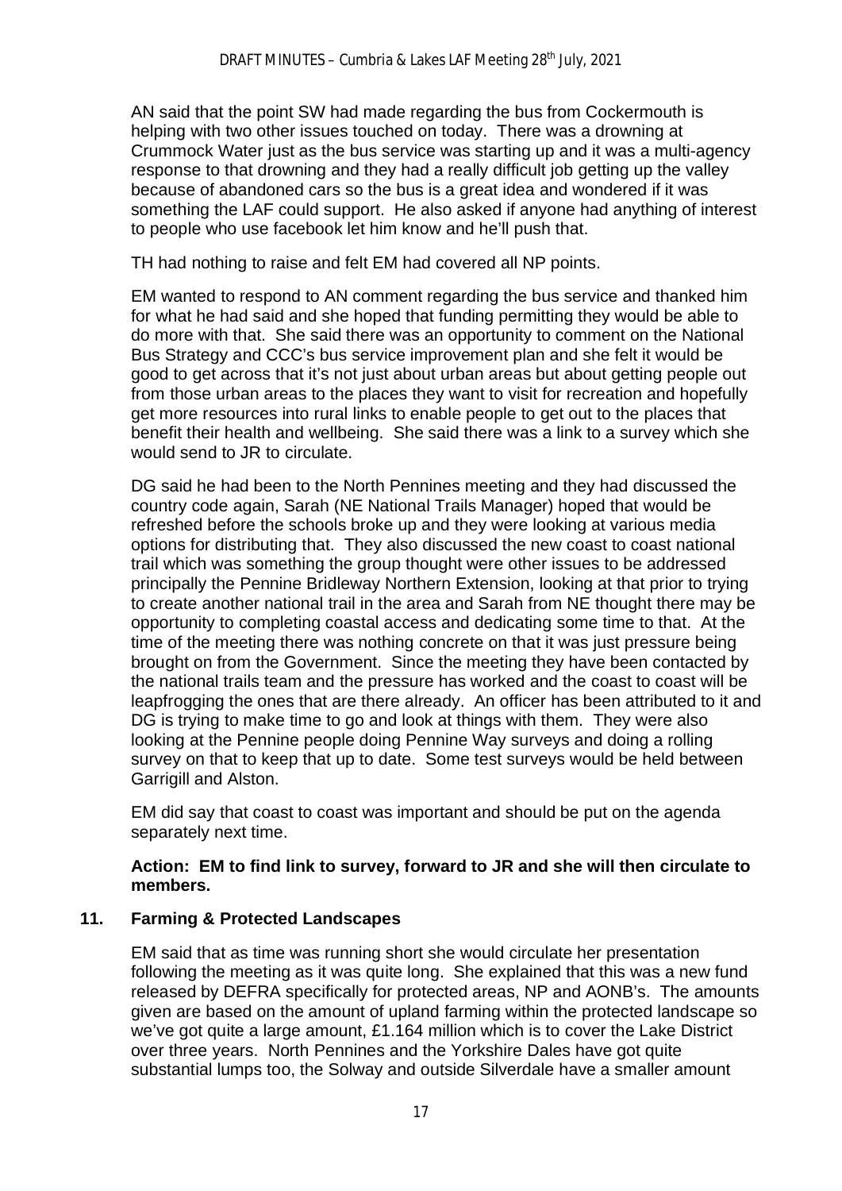AN said that the point SW had made regarding the bus from Cockermouth is helping with two other issues touched on today. There was a drowning at Crummock Water just as the bus service was starting up and it was a multi-agency response to that drowning and they had a really difficult job getting up the valley because of abandoned cars so the bus is a great idea and wondered if it was something the LAF could support. He also asked if anyone had anything of interest to people who use facebook let him know and he'll push that.

TH had nothing to raise and felt EM had covered all NP points.

EM wanted to respond to AN comment regarding the bus service and thanked him for what he had said and she hoped that funding permitting they would be able to do more with that. She said there was an opportunity to comment on the National Bus Strategy and CCC's bus service improvement plan and she felt it would be good to get across that it's not just about urban areas but about getting people out from those urban areas to the places they want to visit for recreation and hopefully get more resources into rural links to enable people to get out to the places that benefit their health and wellbeing. She said there was a link to a survey which she would send to JR to circulate.

DG said he had been to the North Pennines meeting and they had discussed the country code again, Sarah (NE National Trails Manager) hoped that would be refreshed before the schools broke up and they were looking at various media options for distributing that. They also discussed the new coast to coast national trail which was something the group thought were other issues to be addressed principally the Pennine Bridleway Northern Extension, looking at that prior to trying to create another national trail in the area and Sarah from NE thought there may be opportunity to completing coastal access and dedicating some time to that. At the time of the meeting there was nothing concrete on that it was just pressure being brought on from the Government. Since the meeting they have been contacted by the national trails team and the pressure has worked and the coast to coast will be leapfrogging the ones that are there already. An officer has been attributed to it and DG is trying to make time to go and look at things with them. They were also looking at the Pennine people doing Pennine Way surveys and doing a rolling survey on that to keep that up to date. Some test surveys would be held between Garrigill and Alston.

EM did say that coast to coast was important and should be put on the agenda separately next time.

**Action: EM to find link to survey, forward to JR and she will then circulate to members.**

## 11. Farming & Protected Landscapes

EM said that as time was running short she would circulate her presentation following the meeting as it was quite long. She explained that this was a new fund released by DEFRA specifically for protected areas, NP and AONB's. The amounts given are based on the amount of upland farming within the protected landscape so we've got quite a large amount, £1.164 million which is to cover the Lake District over three years. North Pennines and the Yorkshire Dales have got quite substantial lumps too, the Solway and outside Silverdale have a smaller amount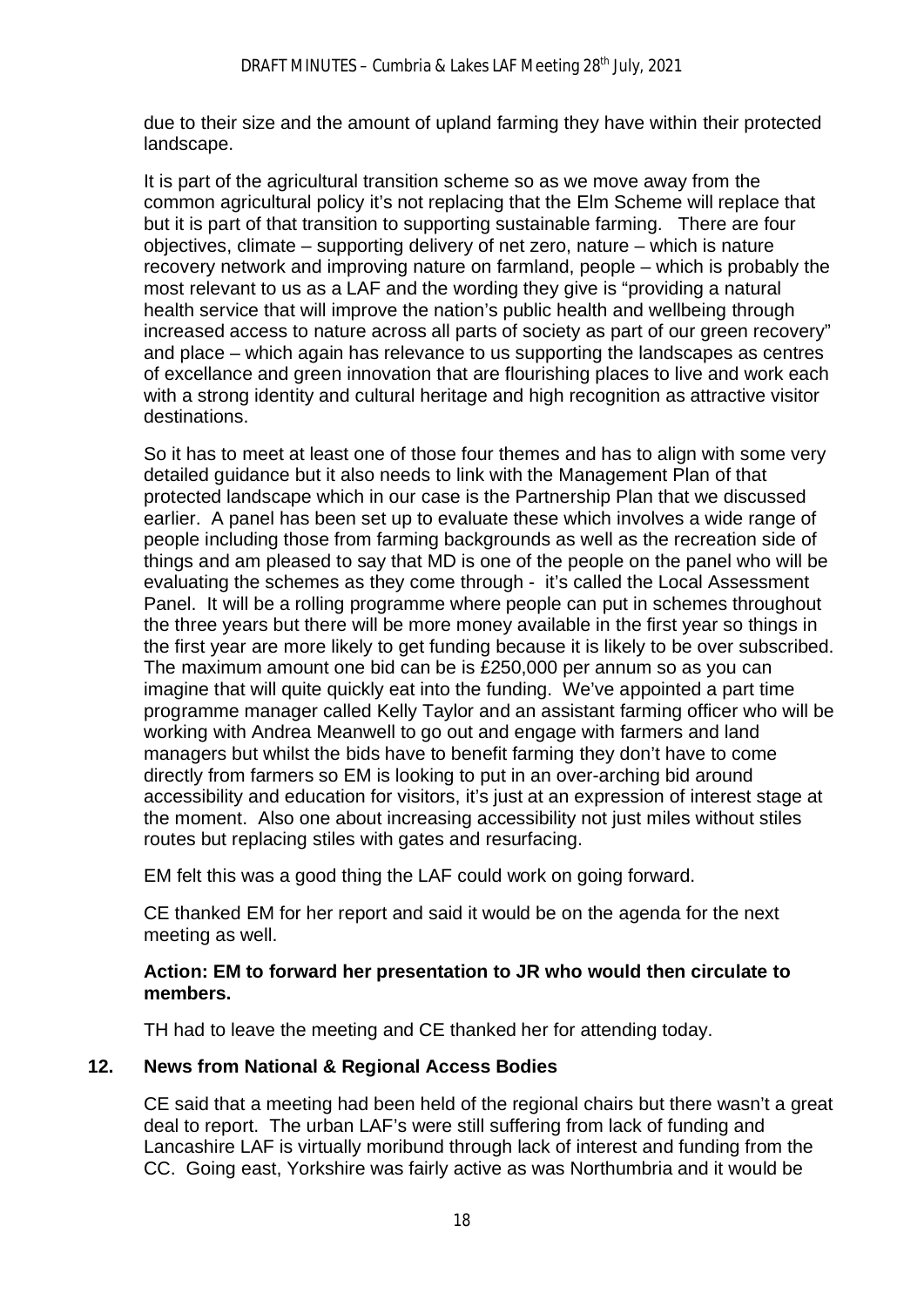due to their size and the amount of upland farming they have within their protected landscape.

It is part of the agricultural transition scheme so as we move away from the common agricultural policy it's not replacing that the Elm Scheme will replace that but it is part of that transition to supporting sustainable farming.  There are four objectives, climate – supporting delivery of net zero, nature – which is nature recovery network and improving nature on farmland, people – which is probably the most relevant to us as a LAF and the wording they give is "providing a natural health service that will improve the nation's public health and wellbeing through increased access to nature across all parts of society as part of our green recovery" and place – which again has relevance to us supporting the landscapes as centres of excellance and green innovation that are flourishing places to live and work each with a strong identity and cultural heritage and high recognition as attractive visitor destinations.

So it has to meet at least one of those four themes and has to align with some very detailed guidance but it also needs to link with the Management Plan of that protected landscape which in our case is the Partnership Plan that we discussed earlier.  A panel has been set up to evaluate these which involves a wide range of people including those from farming backgrounds as well as the recreation side of things and am pleased to say that MD is one of the people on the panel who will be evaluating the schemes as they come through -  it's called the Local Assessment Panel.  It will be a rolling programme where people can put in schemes throughout the three years but there will be more money available in the first year so things in the first year are more likely to get funding because it is likely to be over subscribed. The maximum amount one bid can be is £250,000 per annum so as you can imagine that will quite quickly eat into the funding.  We've appointed a part time programme manager called Kelly Taylor and an assistant farming officer who will be working with Andrea Meanwell to go out and engage with farmers and land managers but whilst the bids have to benefit farming they don't have to come directly from farmers so EM is looking to put in an over-arching bid around accessibility and education for visitors, it's just at an expression of interest stage at the moment.  Also one about increasing accessibility not just miles without stiles routes but replacing stiles with gates and resurfacing.

EM felt this was a good thing the LAF could work on going forward.

CE thanked EM for her report and said it would be on the agenda for the next meeting as well.

**Action: EM to forward her presentation to JR who would then circulate to members.**

TH had to leave the meeting and CE thanked her for attending today.

## 12. News from National & Regional Access Bodies

CE said that a meeting had been held of the regional chairs but there wasn't a great deal to report.  The urban LAF's were still suffering from lack of funding and Lancashire LAF is virtually moribund through lack of interest and funding from the CC.  Going east, Yorkshire was fairly active as was Northumbria and it would be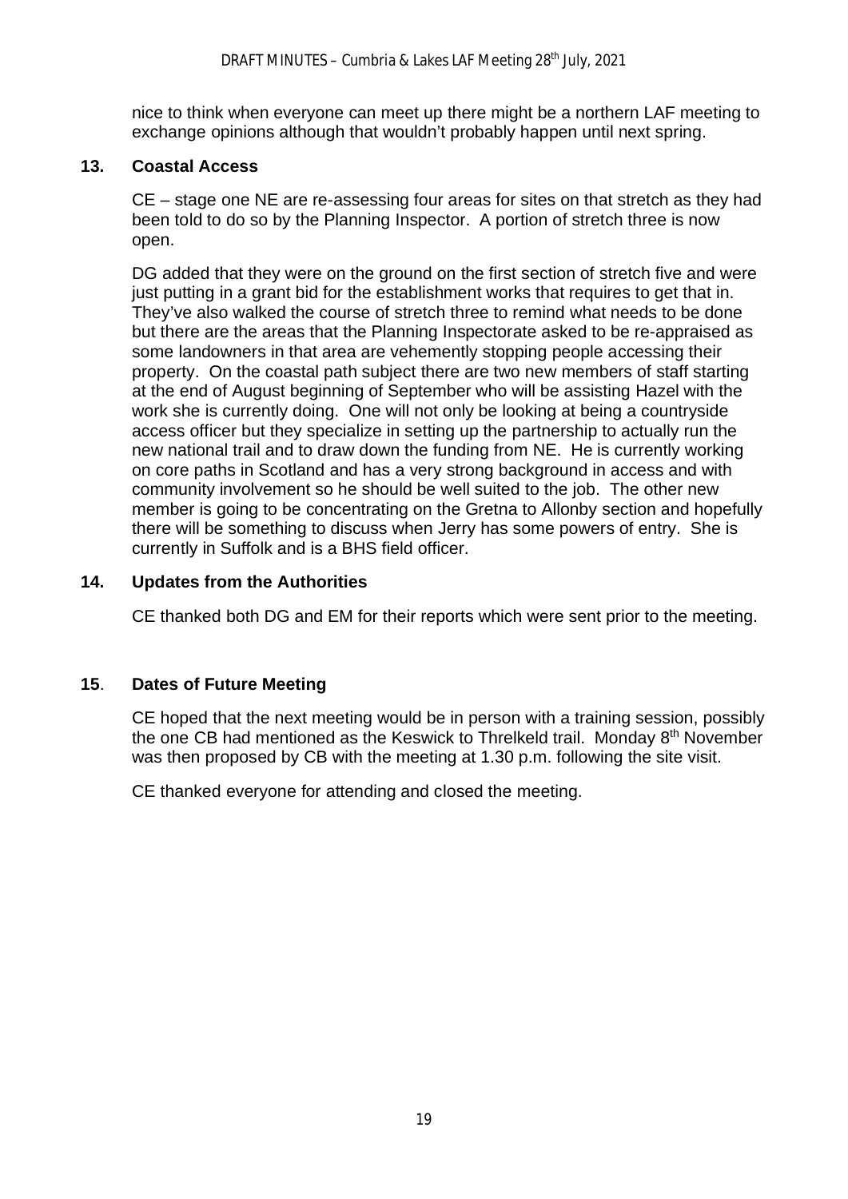nice to think when everyone can meet up there might be a northern LAF meeting to exchange opinions although that wouldn't probably happen until next spring.

### 13. Coastal Access

CE – stage one NE are re-assessing four areas for sites on that stretch as they had been told to do so by the Planning Inspector. A portion of stretch three is now open.

DG added that they were on the ground on the first section of stretch five and were just putting in a grant bid for the establishment works that requires to get that in. They've also walked the course of stretch three to remind what needs to be done but there are the areas that the Planning Inspectorate asked to be re-appraised as some landowners in that area are vehemently stopping people accessing their property. On the coastal path subject there are two new members of staff starting at the end of August beginning of September who will be assisting Hazel with the work she is currently doing. One will not only be looking at being a countryside access officer but they specialize in setting up the partnership to actually run the new national trail and to draw down the funding from NE. He is currently working on core paths in Scotland and has a very strong background in access and with community involvement so he should be well suited to the job. The other new member is going to be concentrating on the Gretna to Allonby section and hopefully there will be something to discuss when Jerry has some powers of entry. She is currently in Suffolk and is a BHS field officer.

### 14. Updates from the Authorities

CE thanked both DG and EM for their reports which were sent prior to the meeting.

### 15. Dates of Future Meeting

CE hoped that the next meeting would be in person with a training session, possibly the one CB had mentioned as the Keswick to Threlkeld trail. Monday 8th November was then proposed by CB with the meeting at 1.30 p.m. following the site visit.

CE thanked everyone for attending and closed the meeting.